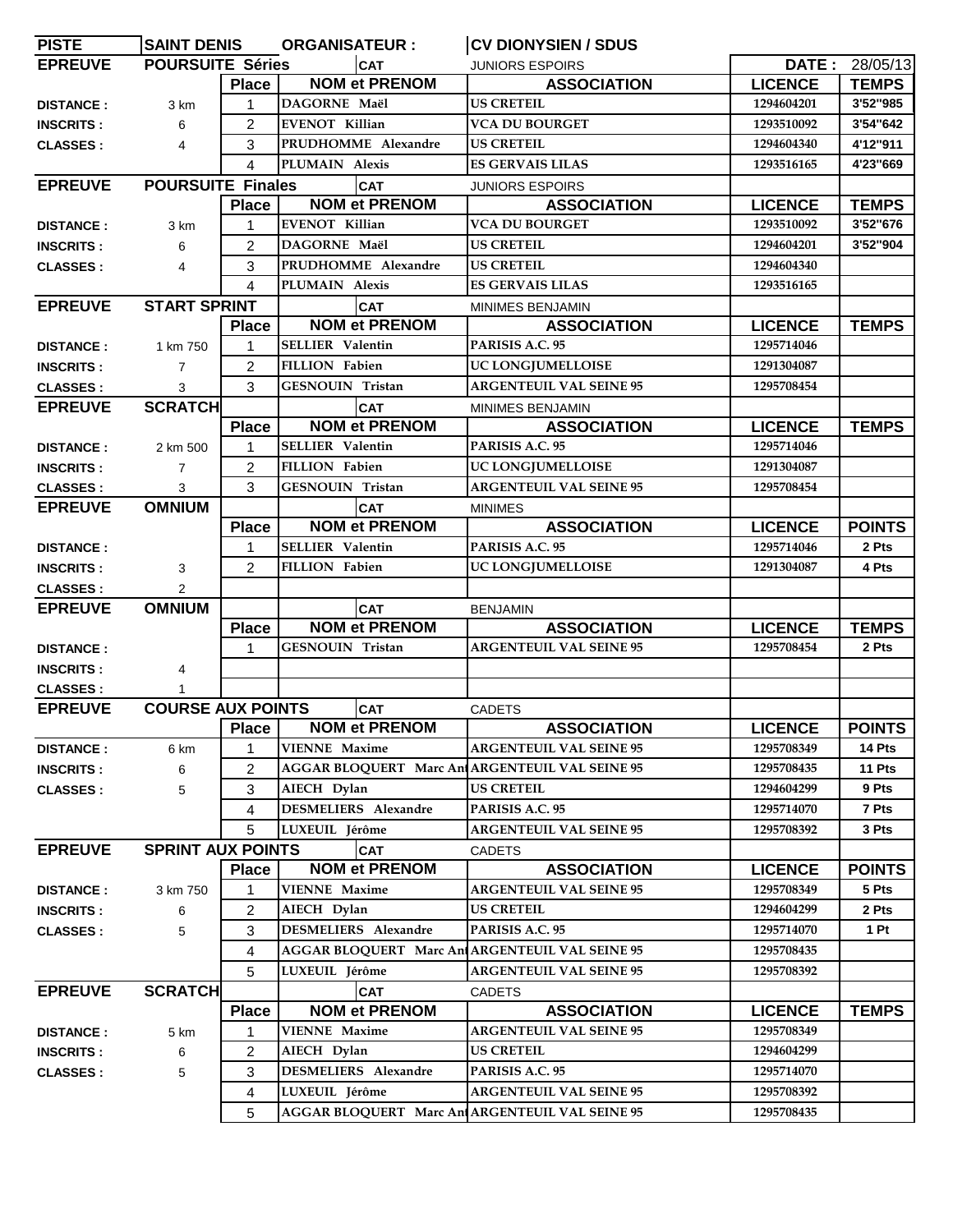| PISTE | SAINT DENIS | ORGANISATEUR : | CV DIONYSIEN / SDUS | | |
|---|---|---|---|---|---|
| EPREUVE | POURSUITE Séries | CAT | JUNIORS ESPOIRS | DATE : | 28/05/13 |
| | Place | NOM et PRENOM | ASSOCIATION | LICENCE | TEMPS |
| DISTANCE : 3 km | 1 | DAGORNE Maël | US CRETEIL | 1294604201 | 3'52"985 |
| INSCRITS : 6 | 2 | EVENOT Killian | VCA DU BOURGET | 1293510092 | 3'54"642 |
| CLASSES : 4 | 3 | PRUDHOMME Alexandre | US CRETEIL | 1294604340 | 4'12"911 |
| | 4 | PLUMAIN Alexis | ES GERVAIS LILAS | 1293516165 | 4'23"669 |
| EPREUVE | POURSUITE Finales | CAT | JUNIORS ESPOIRS | | |
| | Place | NOM et PRENOM | ASSOCIATION | LICENCE | TEMPS |
| DISTANCE : 3 km | 1 | EVENOT Killian | VCA DU BOURGET | 1293510092 | 3'52"676 |
| INSCRITS : 6 | 2 | DAGORNE Maël | US CRETEIL | 1294604201 | 3'52"904 |
| CLASSES : 4 | 3 | PRUDHOMME Alexandre | US CRETEIL | 1294604340 | |
| | 4 | PLUMAIN Alexis | ES GERVAIS LILAS | 1293516165 | |
| EPREUVE | START SPRINT | CAT | MINIMES BENJAMIN | | |
| | Place | NOM et PRENOM | ASSOCIATION | LICENCE | TEMPS |
| DISTANCE : 1 km 750 | 1 | SELLIER Valentin | PARISIS A.C. 95 | 1295714046 | |
| INSCRITS : 7 | 2 | FILLION Fabien | UC LONGJUMELLOISE | 1291304087 | |
| CLASSES : 3 | 3 | GESNOUIN Tristan | ARGENTEUIL VAL SEINE 95 | 1295708454 | |
| EPREUVE | SCRATCH | CAT | MINIMES BENJAMIN | | |
| | Place | NOM et PRENOM | ASSOCIATION | LICENCE | TEMPS |
| DISTANCE : 2 km 500 | 1 | SELLIER Valentin | PARISIS A.C. 95 | 1295714046 | |
| INSCRITS : 7 | 2 | FILLION Fabien | UC LONGJUMELLOISE | 1291304087 | |
| CLASSES : 3 | 3 | GESNOUIN Tristan | ARGENTEUIL VAL SEINE 95 | 1295708454 | |
| EPREUVE | OMNIUM | CAT | MINIMES | | |
| | Place | NOM et PRENOM | ASSOCIATION | LICENCE | POINTS |
| DISTANCE : | 1 | SELLIER Valentin | PARISIS A.C. 95 | 1295714046 | 2 Pts |
| INSCRITS : 3 | 2 | FILLION Fabien | UC LONGJUMELLOISE | 1291304087 | 4 Pts |
| CLASSES : 2 | | | | | |
| EPREUVE | OMNIUM | CAT | BENJAMIN | | |
| | Place | NOM et PRENOM | ASSOCIATION | LICENCE | TEMPS |
| DISTANCE : | 1 | GESNOUIN Tristan | ARGENTEUIL VAL SEINE 95 | 1295708454 | 2 Pts |
| INSCRITS : 4 | | | | | |
| CLASSES : 1 | | | | | |
| EPREUVE | COURSE AUX POINTS | CAT | CADETS | | |
| | Place | NOM et PRENOM | ASSOCIATION | LICENCE | POINTS |
| DISTANCE : 6 km | 1 | VIENNE Maxime | ARGENTEUIL VAL SEINE 95 | 1295708349 | 14 Pts |
| INSCRITS : 6 | 2 | AGGAR BLOQUERT Marc Ant | ARGENTEUIL VAL SEINE 95 | 1295708435 | 11 Pts |
| CLASSES : 5 | 3 | AIECH Dylan | US CRETEIL | 1294604299 | 9 Pts |
| | 4 | DESMELIERS Alexandre | PARISIS A.C. 95 | 1295714070 | 7 Pts |
| | 5 | LUXEUIL Jérôme | ARGENTEUIL VAL SEINE 95 | 1295708392 | 3 Pts |
| EPREUVE | SPRINT AUX POINTS | CAT | CADETS | | |
| | Place | NOM et PRENOM | ASSOCIATION | LICENCE | POINTS |
| DISTANCE : 3 km 750 | 1 | VIENNE Maxime | ARGENTEUIL VAL SEINE 95 | 1295708349 | 5 Pts |
| INSCRITS : 6 | 2 | AIECH Dylan | US CRETEIL | 1294604299 | 2 Pts |
| CLASSES : 5 | 3 | DESMELIERS Alexandre | PARISIS A.C. 95 | 1295714070 | 1 Pt |
| | 4 | AGGAR BLOQUERT Marc Ant | ARGENTEUIL VAL SEINE 95 | 1295708435 | |
| | 5 | LUXEUIL Jérôme | ARGENTEUIL VAL SEINE 95 | 1295708392 | |
| EPREUVE | SCRATCH | CAT | CADETS | | |
| | Place | NOM et PRENOM | ASSOCIATION | LICENCE | TEMPS |
| DISTANCE : 5 km | 1 | VIENNE Maxime | ARGENTEUIL VAL SEINE 95 | 1295708349 | |
| INSCRITS : 6 | 2 | AIECH Dylan | US CRETEIL | 1294604299 | |
| CLASSES : 5 | 3 | DESMELIERS Alexandre | PARISIS A.C. 95 | 1295714070 | |
| | 4 | LUXEUIL Jérôme | ARGENTEUIL VAL SEINE 95 | 1295708392 | |
| | 5 | AGGAR BLOQUERT Marc Ant | ARGENTEUIL VAL SEINE 95 | 1295708435 | |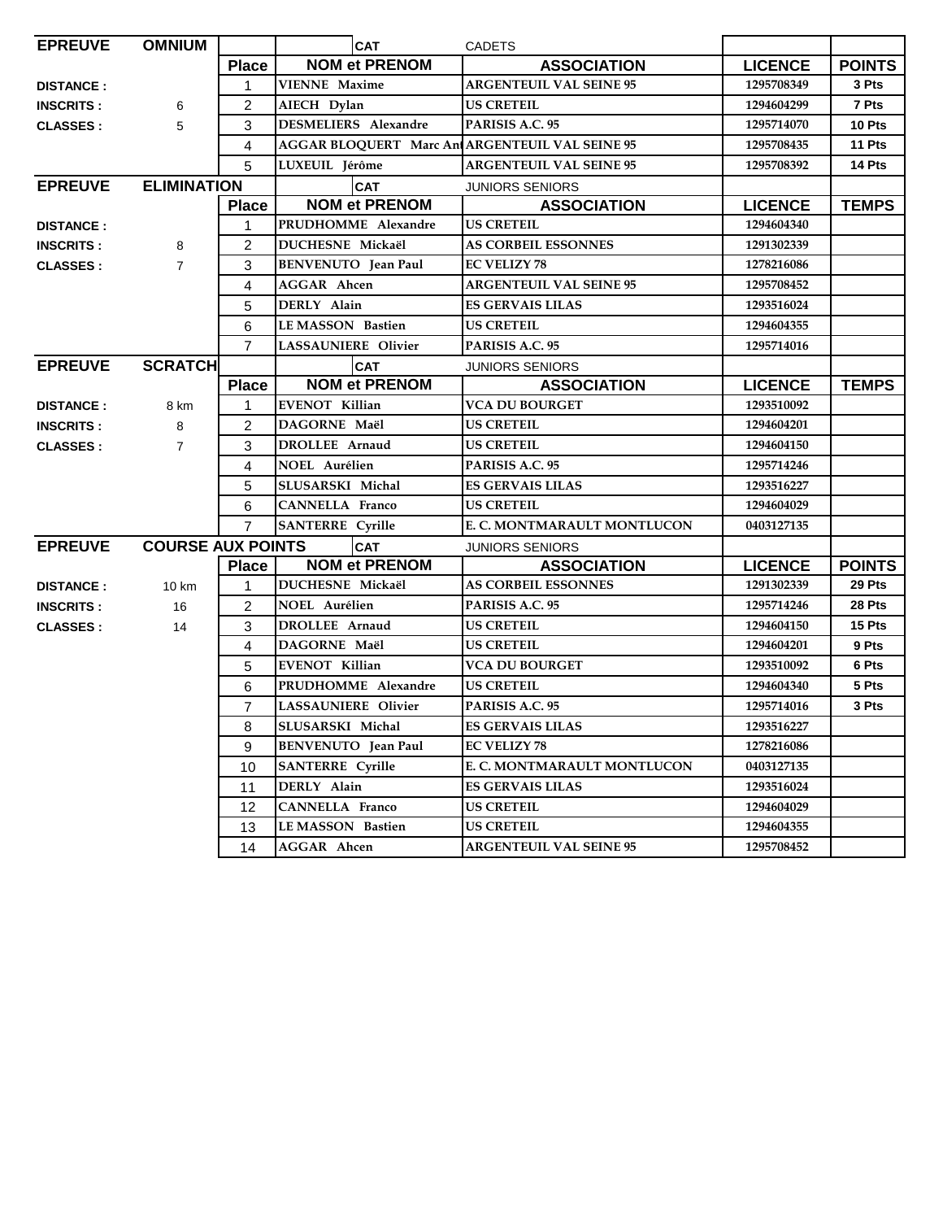| EPREUVE | OMNIUM | | CAT | CADETS | | |
|---|---|---|---|---|---|---|
| | | **Place** | **NOM et PRENOM** | **ASSOCIATION** | **LICENCE** | **POINTS** |
| **DISTANCE :** | | 1 | VIENNE Maxime | ARGENTEUIL VAL SEINE 95 | 1295708349 | 3 Pts |
| **INSCRITS :** | 6 | 2 | AIECH Dylan | US CRETEIL | 1294604299 | 7 Pts |
| **CLASSES :** | 5 | 3 | DESMELIERS Alexandre | PARISIS A.C. 95 | 1295714070 | 10 Pts |
| | | 4 | AGGAR BLOQUERT Marc Ant | ARGENTEUIL VAL SEINE 95 | 1295708435 | 11 Pts |
| | | 5 | LUXEUIL Jérôme | ARGENTEUIL VAL SEINE 95 | 1295708392 | 14 Pts |

| EPREUVE | ELIMINATION | | CAT | JUNIORS SENIORS | | |
|---|---|---|---|---|---|---|
| | | **Place** | **NOM et PRENOM** | **ASSOCIATION** | **LICENCE** | **TEMPS** |
| **DISTANCE :** | | 1 | PRUDHOMME Alexandre | US CRETEIL | 1294604340 | |
| **INSCRITS :** | 8 | 2 | DUCHESNE Mickaël | AS CORBEIL ESSONNES | 1291302339 | |
| **CLASSES :** | 7 | 3 | BENVENUTO Jean Paul | EC VELIZY 78 | 1278216086 | |
| | | 4 | AGGAR Ahcen | ARGENTEUIL VAL SEINE 95 | 1295708452 | |
| | | 5 | DERLY Alain | ES GERVAIS LILAS | 1293516024 | |
| | | 6 | LE MASSON Bastien | US CRETEIL | 1294604355 | |
| | | 7 | LASSAUNIERE Olivier | PARISIS A.C. 95 | 1295714016 | |

| EPREUVE | SCRATCH | | CAT | JUNIORS SENIORS | | |
|---|---|---|---|---|---|---|
| | | **Place** | **NOM et PRENOM** | **ASSOCIATION** | **LICENCE** | **TEMPS** |
| **DISTANCE :** | 8 km | 1 | EVENOT Killian | VCA DU BOURGET | 1293510092 | |
| **INSCRITS :** | 8 | 2 | DAGORNE Maël | US CRETEIL | 1294604201 | |
| **CLASSES :** | 7 | 3 | DROLLEE Arnaud | US CRETEIL | 1294604150 | |
| | | 4 | NOEL Aurélien | PARISIS A.C. 95 | 1295714246 | |
| | | 5 | SLUSARSKI Michal | ES GERVAIS LILAS | 1293516227 | |
| | | 6 | CANNELLA Franco | US CRETEIL | 1294604029 | |
| | | 7 | SANTERRE Cyrille | E. C. MONTMARAULT MONTLUCON | 0403127135 | |

| EPREUVE | COURSE AUX POINTS | | CAT | JUNIORS SENIORS | | |
|---|---|---|---|---|---|---|
| | | **Place** | **NOM et PRENOM** | **ASSOCIATION** | **LICENCE** | **POINTS** |
| **DISTANCE :** | 10 km | 1 | DUCHESNE Mickaël | AS CORBEIL ESSONNES | 1291302339 | 29 Pts |
| **INSCRITS :** | 16 | 2 | NOEL Aurélien | PARISIS A.C. 95 | 1295714246 | 28 Pts |
| **CLASSES :** | 14 | 3 | DROLLEE Arnaud | US CRETEIL | 1294604150 | 15 Pts |
| | | 4 | DAGORNE Maël | US CRETEIL | 1294604201 | 9 Pts |
| | | 5 | EVENOT Killian | VCA DU BOURGET | 1293510092 | 6 Pts |
| | | 6 | PRUDHOMME Alexandre | US CRETEIL | 1294604340 | 5 Pts |
| | | 7 | LASSAUNIERE Olivier | PARISIS A.C. 95 | 1295714016 | 3 Pts |
| | | 8 | SLUSARSKI Michal | ES GERVAIS LILAS | 1293516227 | |
| | | 9 | BENVENUTO Jean Paul | EC VELIZY 78 | 1278216086 | |
| | | 10 | SANTERRE Cyrille | E. C. MONTMARAULT MONTLUCON | 0403127135 | |
| | | 11 | DERLY Alain | ES GERVAIS LILAS | 1293516024 | |
| | | 12 | CANNELLA Franco | US CRETEIL | 1294604029 | |
| | | 13 | LE MASSON Bastien | US CRETEIL | 1294604355 | |
| | | 14 | AGGAR Ahcen | ARGENTEUIL VAL SEINE 95 | 1295708452 | |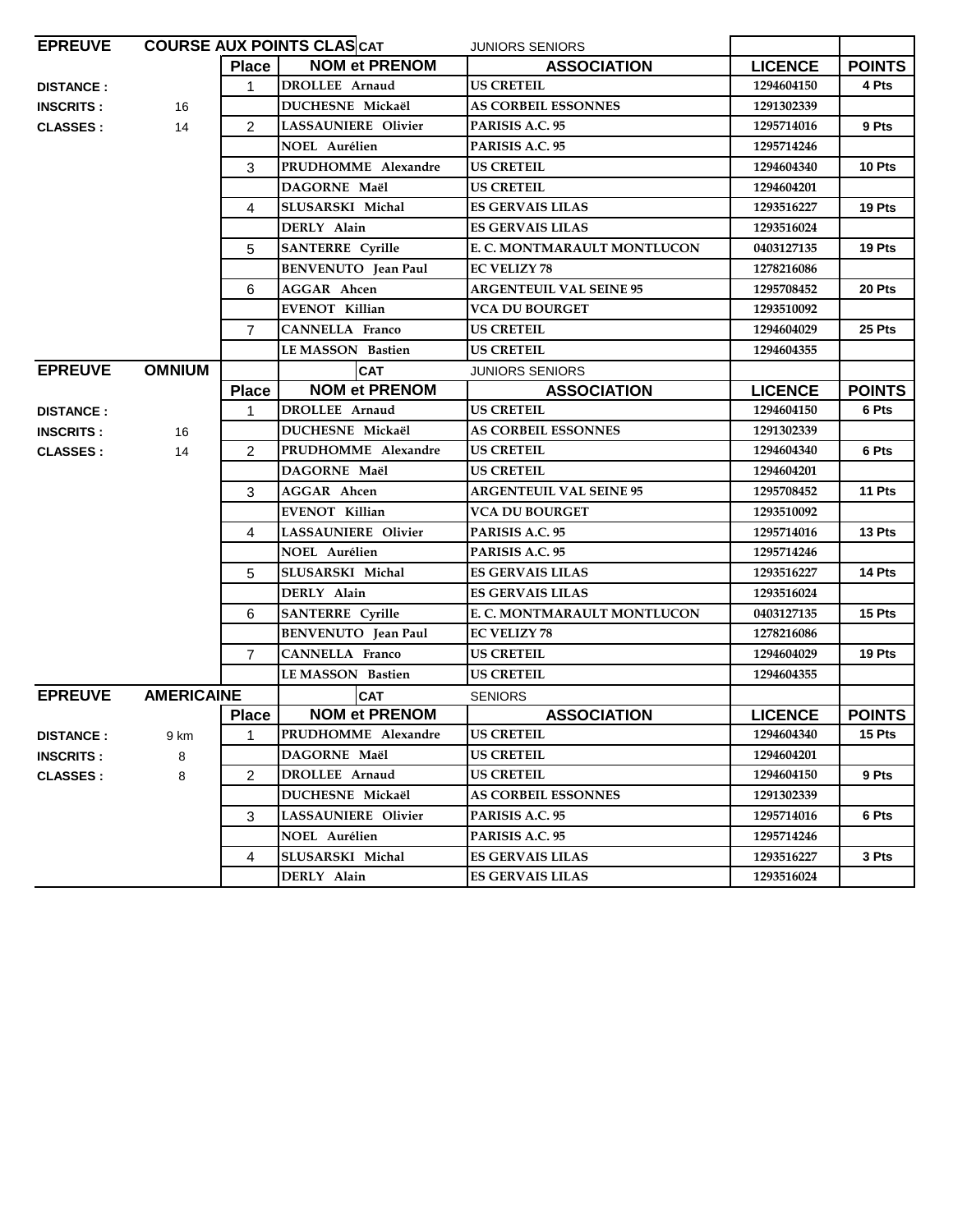| EPREUVE | COURSE AUX POINTS CLAS | CAT | JUNIORS SENIORS | | |
|---|---|---|---|---|---|
| | Place | NOM et PRENOM | ASSOCIATION | LICENCE | POINTS |
| DISTANCE : | 1 | DROLLEE Arnaud | US CRETEIL | 1294604150 | 4 Pts |
| INSCRITS : 16 | | DUCHESNE Mickaël | AS CORBEIL ESSONNES | 1291302339 | |
| CLASSES : 14 | 2 | LASSAUNIERE Olivier | PARISIS A.C. 95 | 1295714016 | 9 Pts |
| | | NOEL Aurélien | PARISIS A.C. 95 | 1295714246 | |
| | 3 | PRUDHOMME Alexandre | US CRETEIL | 1294604340 | 10 Pts |
| | | DAGORNE Maël | US CRETEIL | 1294604201 | |
| | 4 | SLUSARSKI Michal | ES GERVAIS LILAS | 1293516227 | 19 Pts |
| | | DERLY Alain | ES GERVAIS LILAS | 1293516024 | |
| | 5 | SANTERRE Cyrille | E. C. MONTMARAULT MONTLUCON | 0403127135 | 19 Pts |
| | | BENVENUTO Jean Paul | EC VELIZY 78 | 1278216086 | |
| | 6 | AGGAR Ahcen | ARGENTEUIL VAL SEINE 95 | 1295708452 | 20 Pts |
| | | EVENOT Killian | VCA DU BOURGET | 1293510092 | |
| | 7 | CANNELLA Franco | US CRETEIL | 1294604029 | 25 Pts |
| | | LE MASSON Bastien | US CRETEIL | 1294604355 | |

| EPREUVE | OMNIUM | CAT | JUNIORS SENIORS | | |
|---|---|---|---|---|---|
| | Place | NOM et PRENOM | ASSOCIATION | LICENCE | POINTS |
| DISTANCE : | 1 | DROLLEE Arnaud | US CRETEIL | 1294604150 | 6 Pts |
| INSCRITS : 16 | | DUCHESNE Mickaël | AS CORBEIL ESSONNES | 1291302339 | |
| CLASSES : 14 | 2 | PRUDHOMME Alexandre | US CRETEIL | 1294604340 | 6 Pts |
| | | DAGORNE Maël | US CRETEIL | 1294604201 | |
| | 3 | AGGAR Ahcen | ARGENTEUIL VAL SEINE 95 | 1295708452 | 11 Pts |
| | | EVENOT Killian | VCA DU BOURGET | 1293510092 | |
| | 4 | LASSAUNIERE Olivier | PARISIS A.C. 95 | 1295714016 | 13 Pts |
| | | NOEL Aurélien | PARISIS A.C. 95 | 1295714246 | |
| | 5 | SLUSARSKI Michal | ES GERVAIS LILAS | 1293516227 | 14 Pts |
| | | DERLY Alain | ES GERVAIS LILAS | 1293516024 | |
| | 6 | SANTERRE Cyrille | E. C. MONTMARAULT MONTLUCON | 0403127135 | 15 Pts |
| | | BENVENUTO Jean Paul | EC VELIZY 78 | 1278216086 | |
| | 7 | CANNELLA Franco | US CRETEIL | 1294604029 | 19 Pts |
| | | LE MASSON Bastien | US CRETEIL | 1294604355 | |

| EPREUVE | AMERICAINE | CAT | SENIORS | | |
|---|---|---|---|---|---|
| | Place | NOM et PRENOM | ASSOCIATION | LICENCE | POINTS |
| DISTANCE : 9 km | 1 | PRUDHOMME Alexandre | US CRETEIL | 1294604340 | 15 Pts |
| INSCRITS : 8 | | DAGORNE Maël | US CRETEIL | 1294604201 | |
| CLASSES : 8 | 2 | DROLLEE Arnaud | US CRETEIL | 1294604150 | 9 Pts |
| | | DUCHESNE Mickaël | AS CORBEIL ESSONNES | 1291302339 | |
| | 3 | LASSAUNIERE Olivier | PARISIS A.C. 95 | 1295714016 | 6 Pts |
| | | NOEL Aurélien | PARISIS A.C. 95 | 1295714246 | |
| | 4 | SLUSARSKI Michal | ES GERVAIS LILAS | 1293516227 | 3 Pts |
| | | DERLY Alain | ES GERVAIS LILAS | 1293516024 | |